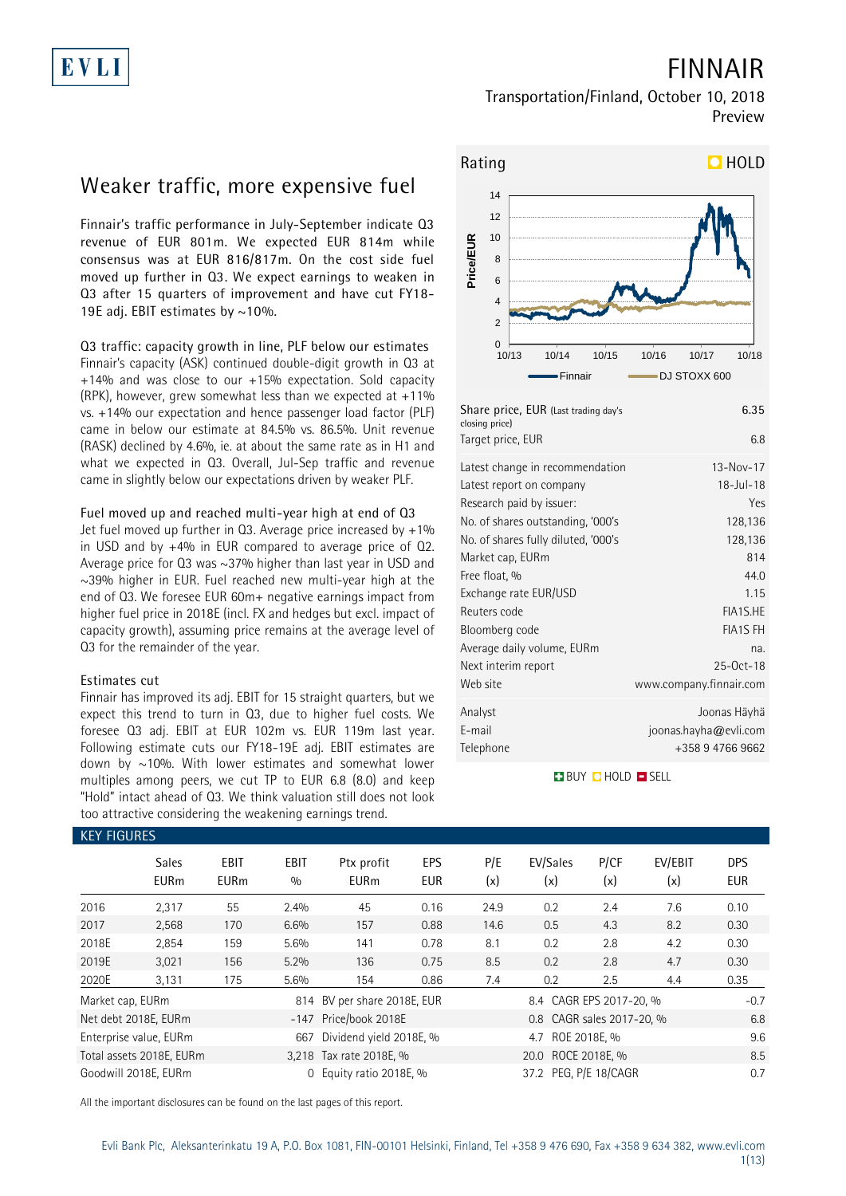# FINNAIR

Transportation/Finland, October 10, 2018
Preview

## Weaker traffic, more expensive fuel

Finnair's traffic performance in July-September indicate Q3 revenue of EUR 801m. We expected EUR 814m while consensus was at EUR 816/817m. On the cost side fuel moved up further in Q3. We expect earnings to weaken in Q3 after 15 quarters of improvement and have cut FY18-19E adj. EBIT estimates by ~10%.

### Q3 traffic: capacity growth in line, PLF below our estimates

Finnair's capacity (ASK) continued double-digit growth in Q3 at +14% and was close to our +15% expectation. Sold capacity (RPK), however, grew somewhat less than we expected at +11% vs. +14% our expectation and hence passenger load factor (PLF) came in below our estimate at 84.5% vs. 86.5%. Unit revenue (RASK) declined by 4.6%, ie. at about the same rate as in H1 and what we expected in Q3. Overall, Jul-Sep traffic and revenue came in slightly below our expectations driven by weaker PLF.

### Fuel moved up and reached multi-year high at end of Q3

Jet fuel moved up further in Q3. Average price increased by +1% in USD and by +4% in EUR compared to average price of Q2. Average price for Q3 was ~37% higher than last year in USD and ~39% higher in EUR. Fuel reached new multi-year high at the end of Q3. We foresee EUR 60m+ negative earnings impact from higher fuel price in 2018E (incl. FX and hedges but excl. impact of capacity growth), assuming price remains at the average level of Q3 for the remainder of the year.

### Estimates cut

Finnair has improved its adj. EBIT for 15 straight quarters, but we expect this trend to turn in Q3, due to higher fuel costs. We foresee Q3 adj. EBIT at EUR 102m vs. EUR 119m last year. Following estimate cuts our FY18-19E adj. EBIT estimates are down by ~10%. With lower estimates and somewhat lower multiples among peers, we cut TP to EUR 6.8 (8.0) and keep "Hold" intact ahead of Q3. We think valuation still does not look too attractive considering the weakening earnings trend.

Rating: HOLD

| | |
|---|---|
| Share price, EUR (Last trading day's closing price) | 6.35 |
| Target price, EUR | 6.8 |

| | |
|---|---|
| Latest change in recommendation | 13-Nov-17 |
| Latest report on company | 18-Jul-18 |
| Research paid by issuer: | Yes |
| No. of shares outstanding, '000's | 128,136 |
| No. of shares fully diluted, '000's | 128,136 |
| Market cap, EURm | 814 |
| Free float, % | 44.0 |
| Exchange rate EUR/USD | 1.15 |
| Reuters code | FIA1S.HE |
| Bloomberg code | FIA1S FH |
| Average daily volume, EURm | na. |
| Next interim report | 25-Oct-18 |
| Web site | www.company.finnair.com |

| | |
|---|---|
| Analyst | Joonas Häyhä |
| E-mail | joonas.hayha@evli.com |
| Telephone | +358 9 4766 9662 |

BUY HOLD SELL

## KEY FIGURES

| | Sales EURm | EBIT EURm | EBIT % | Ptx profit EURm | EPS EUR | P/E (x) | EV/Sales (x) | P/CF (x) | EV/EBIT (x) | DPS EUR |
|---|---|---|---|---|---|---|---|---|---|---|
| 2016 | 2,317 | 55 | 2.4% | 45 | 0.16 | 24.9 | 0.2 | 2.4 | 7.6 | 0.10 |
| 2017 | 2,568 | 170 | 6.6% | 157 | 0.88 | 14.6 | 0.5 | 4.3 | 8.2 | 0.30 |
| 2018E | 2,854 | 159 | 5.6% | 141 | 0.78 | 8.1 | 0.2 | 2.8 | 4.2 | 0.30 |
| 2019E | 3,021 | 156 | 5.2% | 136 | 0.75 | 8.5 | 0.2 | 2.8 | 4.7 | 0.30 |
| 2020E | 3,131 | 175 | 5.6% | 154 | 0.86 | 7.4 | 0.2 | 2.5 | 4.4 | 0.35 |

| | | | | | |
|---|---|---|---|---|---|
| Market cap, EURm | 814 | BV per share 2018E, EUR | 8.4 | CAGR EPS 2017-20, % | -0.7 |
| Net debt 2018E, EURm | -147 | Price/book 2018E | 0.8 | CAGR sales 2017-20, % | 6.8 |
| Enterprise value, EURm | 667 | Dividend yield 2018E, % | 4.7 | ROE 2018E, % | 9.6 |
| Total assets 2018E, EURm | 3,218 | Tax rate 2018E, % | 20.0 | ROCE 2018E, % | 8.5 |
| Goodwill 2018E, EURm | 0 | Equity ratio 2018E, % | 37.2 | PEG, P/E 18/CAGR | 0.7 |

All the important disclosures can be found on the last pages of this report.

Evli Bank Plc, Aleksanterinkatu 19 A, P.O. Box 1081, FIN-00101 Helsinki, Finland, Tel +358 9 476 690, Fax +358 9 634 382, www.evli.com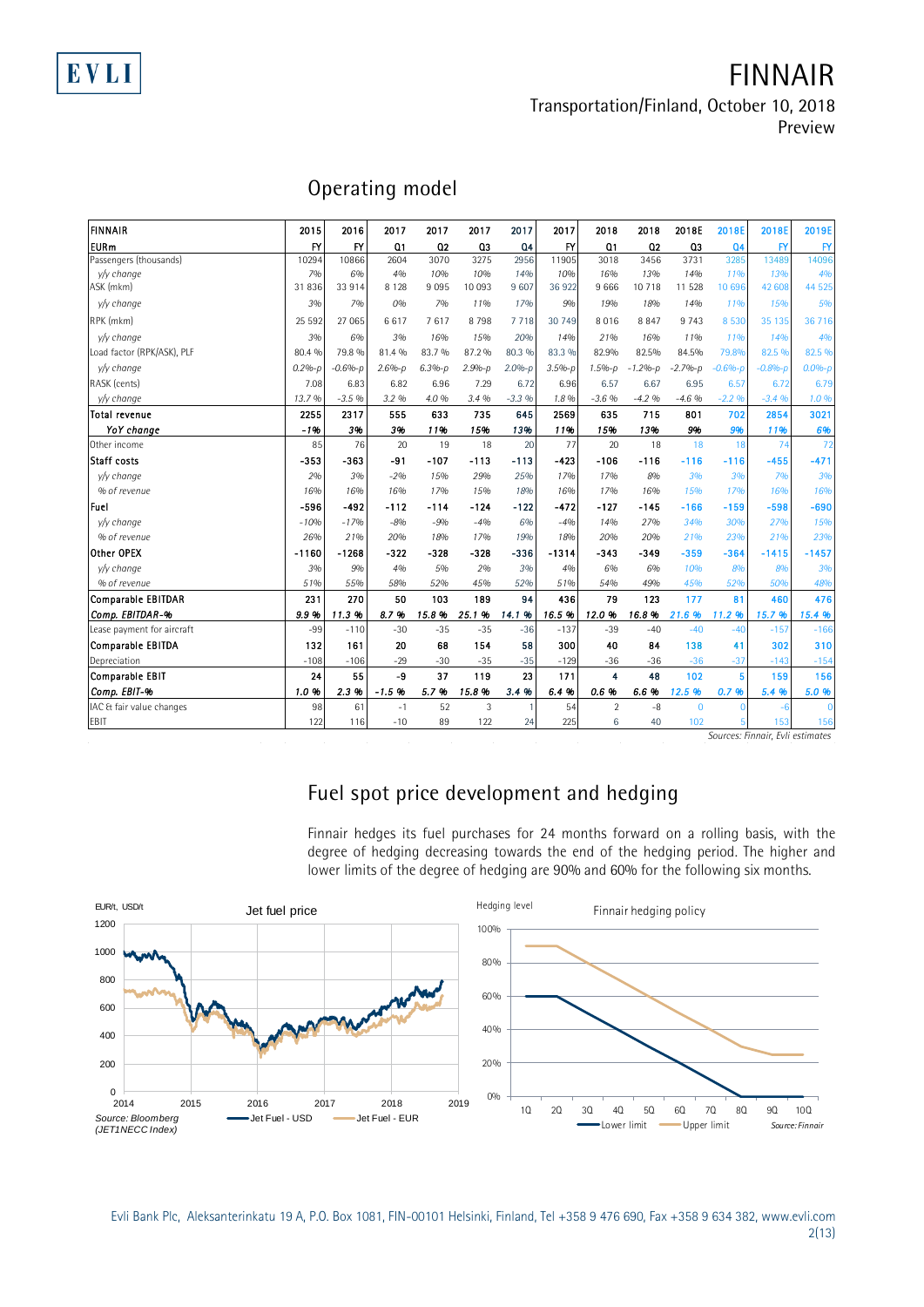## Operating model

| FINNAIR | 2015 | 2016 | 2017 | 2017 | 2017 | 2017 | 2017 | 2018 | 2018 | 2018E | 2018E | 2018E | 2019E |
|---|---|---|---|---|---|---|---|---|---|---|---|---|---|
| EURm | FY | FY | Q1 | Q2 | Q3 | Q4 | FY | Q1 | Q2 | Q3 | Q4 | FY | FY |
| Passengers (thousands) | 10294 | 10866 | 2604 | 3070 | 3275 | 2956 | 11905 | 3018 | 3456 | 3731 | 3285 | 13489 | 14096 |
| *y/y change* | 7% | 6% | 4% | 10% | 10% | 14% | 10% | 16% | 13% | 14% | 11% | 13% | 4% |
| ASK (mkm) | 31 836 | 33 914 | 8 128 | 9 095 | 10 093 | 9 607 | 36 922 | 9 666 | 10 718 | 11 528 | 10 696 | 42 608 | 44 525 |
| *y/y change* | 3% | 7% | 0% | 7% | 11% | 17% | 9% | 19% | 18% | 14% | 11% | 15% | 5% |
| RPK (mkm) | 25 592 | 27 065 | 6 617 | 7 617 | 8 798 | 7 718 | 30 749 | 8 016 | 8 847 | 9 743 | 8 530 | 35 135 | 36 716 |
| *y/y change* | 3% | 6% | 3% | 16% | 15% | 20% | 14% | 21% | 16% | 11% | 11% | 14% | 4% |
| Load factor (RPK/ASK), PLF | 80.4 % | 79.8 % | 81.4 % | 83.7 % | 87.2 % | 80.3 % | 83.3 % | 82.9% | 82.5% | 84.5% | 79.8% | 82.5 % | 82.5 % |
| *y/y change* | 0.2%-p | -0.6%-p | 2.6%-p | 6.3%-p | 2.9%-p | 2.0%-p | 3.5%-p | 1.5%-p | -1.2%-p | -2.7%-p | -0.6%-p | -0.8%-p | 0.0%-p |
| RASK (cents) | 7.08 | 6.83 | 6.82 | 6.96 | 7.29 | 6.72 | 6.96 | 6.57 | 6.67 | 6.95 | 6.57 | 6.72 | 6.79 |
| *y/y change* | 13.7 % | -3.5 % | 3.2 % | 4.0 % | 3.4 % | -3.3 % | 1.8 % | -3.6 % | -4.2 % | -4.6 % | -2.2 % | -3.4 % | 1.0 % |
| **Total revenue** | **2255** | **2317** | **555** | **633** | **735** | **645** | **2569** | **635** | **715** | **801** | **702** | **2854** | **3021** |
| ***YoY change*** | ***-1%*** | ***3%*** | ***3%*** | ***11%*** | ***15%*** | ***13%*** | ***11%*** | ***15%*** | ***13%*** | ***9%*** | ***9%*** | ***11%*** | ***6%*** |
| Other income | 85 | 76 | 20 | 19 | 18 | 20 | 77 | 20 | 18 | 18 | 18 | 74 | 72 |
| **Staff costs** | -353 | -363 | -91 | -107 | -113 | -113 | -423 | -106 | -116 | -116 | -116 | -455 | -471 |
| *y/y change* | 2% | 3% | -2% | 15% | 29% | 25% | 17% | 17% | 8% | 3% | 3% | 7% | 3% |
| *% of revenue* | 16% | 16% | 16% | 17% | 15% | 18% | 16% | 17% | 16% | 15% | 17% | 16% | 16% |
| **Fuel** | -596 | -492 | -112 | -114 | -124 | -122 | -472 | -127 | -145 | -166 | -159 | -598 | -690 |
| *y/y change* | -10% | -17% | -8% | -9% | -4% | 6% | -4% | 14% | 27% | 34% | 30% | 27% | 15% |
| *% of revenue* | 26% | 21% | 20% | 18% | 17% | 19% | 18% | 20% | 20% | 21% | 23% | 21% | 23% |
| **Other OPEX** | -1160 | -1268 | -322 | -328 | -328 | -336 | -1314 | -343 | -349 | -359 | -364 | -1415 | -1457 |
| *y/y change* | 3% | 9% | 4% | 5% | 2% | 3% | 4% | 6% | 6% | 10% | 8% | 8% | 3% |
| *% of revenue* | 51% | 55% | 58% | 52% | 45% | 52% | 51% | 54% | 49% | 45% | 52% | 50% | 48% |
| **Comparable EBITDAR** | **231** | **270** | **50** | **103** | **189** | **94** | **436** | **79** | **123** | **177** | **81** | **460** | **476** |
| ***Comp. EBITDAR-%*** | ***9.9 %*** | ***11.3 %*** | ***8.7 %*** | ***15.8 %*** | ***25.1 %*** | ***14.1 %*** | ***16.5 %*** | ***12.0 %*** | ***16.8 %*** | ***21.6 %*** | ***11.2 %*** | ***15.7 %*** | ***15.4 %*** |
| Lease payment for aircraft | -99 | -110 | -30 | -35 | -35 | -36 | -137 | -39 | -40 | -40 | -40 | -157 | -166 |
| **Comparable EBITDA** | **132** | **161** | **20** | **68** | **154** | **58** | **300** | **40** | **84** | **138** | **41** | **302** | **310** |
| Depreciation | -108 | -106 | -29 | -30 | -35 | -35 | -129 | -36 | -36 | -36 | -37 | -143 | -154 |
| **Comparable EBIT** | **24** | **55** | **-9** | **37** | **119** | **23** | **171** | **4** | **48** | **102** | **5** | **159** | **156** |
| ***Comp. EBIT-%*** | ***1.0 %*** | ***2.3 %*** | ***-1.5 %*** | ***5.7 %*** | ***15.8 %*** | ***3.4 %*** | ***6.4 %*** | ***0.6 %*** | ***6.6 %*** | ***12.5 %*** | ***0.7 %*** | ***5.4 %*** | ***5.0 %*** |
| IAC & fair value changes | 98 | 61 | -1 | 52 | 3 | 1 | 54 | 2 | -8 | 0 | 0 | -6 | 0 |
| EBIT | 122 | 116 | -10 | 89 | 122 | 24 | 225 | 6 | 40 | 102 | 5 | 153 | 156 |

*Sources: Finnair, Evli estimates*

## Fuel spot price development and hedging

Finnair hedges its fuel purchases for 24 months forward on a rolling basis, with the degree of hedging decreasing towards the end of the hedging period. The higher and lower limits of the degree of hedging are 90% and 60% for the following six months.

Source: Bloomberg (JET1NECC Index)

Source: Finnair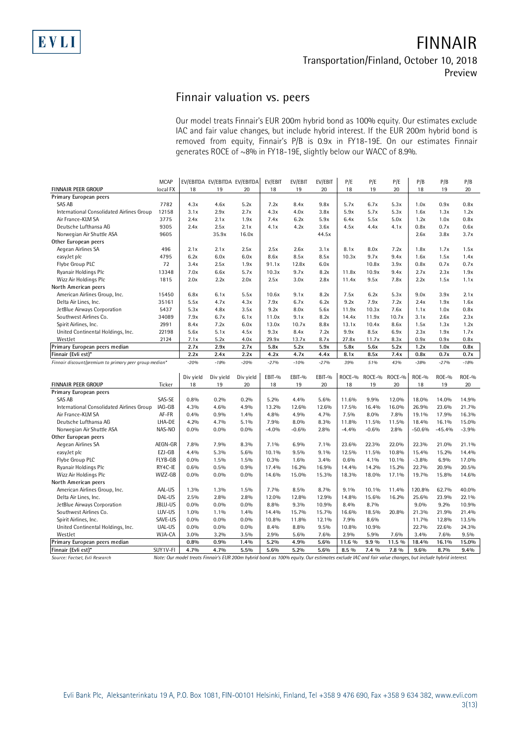## Finnair valuation vs. peers

Our model treats Finnair's EUR 200m hybrid bond as 100% equity. Our estimates exclude IAC and fair value changes, but include hybrid interest. If the EUR 200m hybrid bond is removed from equity, Finnair's P/B is 0.9x in FY18-19E. On our estimates Finnair generates ROCE of ~8% in FY18-19E, slightly below our WACC of 8.9%.

| FINNAIR PEER GROUP | MCAP local FX | EV/EBITDA 18 | EV/EBITDA 19 | EV/EBITDA 20 | EV/EBIT 18 | EV/EBIT 19 | EV/EBIT 20 | P/E 18 | P/E 19 | P/E 20 | P/B 18 | P/B 19 | P/B 20 |
|---|---|---|---|---|---|---|---|---|---|---|---|---|---|
| **Primary European peers** | | | | | | | | | | | | | |
| SAS AB | 7782 | 4.3x | 4.6x | 5.2x | 7.2x | 8.4x | 9.8x | 5.7x | 6.7x | 5.3x | 1.0x | 0.9x | 0.8x |
| International Consolidated Airlines Group | 12158 | 3.1x | 2.9x | 2.7x | 4.3x | 4.0x | 3.8x | 5.9x | 5.7x | 5.3x | 1.6x | 1.3x | 1.2x |
| Air France-KLM SA | 3775 | 2.4x | 2.1x | 1.9x | 7.4x | 6.2x | 5.9x | 6.4x | 5.5x | 5.0x | 1.2x | 1.0x | 0.8x |
| Deutsche Lufthansa AG | 9305 | 2.4x | 2.5x | 2.1x | 4.1x | 4.2x | 3.6x | 4.5x | 4.4x | 4.1x | 0.8x | 0.7x | 0.6x |
| Norwegian Air Shuttle ASA | 9605 | | 35.9x | 16.0x | | | 44.5x | | | | 2.6x | 3.8x | 3.7x |
| **Other European peers** | | | | | | | | | | | | | |
| Aegean Airlines SA | 496 | 2.1x | 2.1x | 2.5x | 2.5x | 2.6x | 3.1x | 8.1x | 8.0x | 7.2x | 1.8x | 1.7x | 1.5x |
| easyJet plc | 4795 | 6.2x | 6.0x | 6.0x | 8.6x | 8.5x | 8.5x | 10.3x | 9.7x | 9.4x | 1.6x | 1.5x | 1.4x |
| Flybe Group PLC | 72 | 3.4x | 2.5x | 1.9x | 91.1x | 12.8x | 6.0x | | 10.8x | 3.9x | 0.8x | 0.7x | 0.7x |
| Ryanair Holdings Plc | 13348 | 7.0x | 6.6x | 5.7x | 10.3x | 9.7x | 8.2x | 11.8x | 10.9x | 9.4x | 2.7x | 2.3x | 1.9x |
| Wizz Air Holdings Plc | 1815 | 2.0x | 2.2x | 2.0x | 2.5x | 3.0x | 2.8x | 11.4x | 9.5x | 7.8x | 2.2x | 1.5x | 1.1x |
| **North American peers** | | | | | | | | | | | | | |
| American Airlines Group, Inc. | 15450 | 6.8x | 6.1x | 5.5x | 10.6x | 9.1x | 8.2x | 7.5x | 6.2x | 5.3x | 9.0x | 3.9x | 2.1x |
| Delta Air Lines, Inc. | 35161 | 5.5x | 4.7x | 4.3x | 7.9x | 6.7x | 6.2x | 9.2x | 7.9x | 7.2x | 2.4x | 1.9x | 1.6x |
| JetBlue Airways Corporation | 5437 | 5.3x | 4.8x | 3.5x | 9.2x | 8.0x | 5.6x | 11.9x | 10.3x | 7.6x | 1.1x | 1.0x | 0.8x |
| Southwest Airlines Co. | 34089 | 7.9x | 6.7x | 6.1x | 11.0x | 9.1x | 8.2x | 14.4x | 11.9x | 10.7x | 3.1x | 2.6x | 2.3x |
| Spirit Airlines, Inc. | 2991 | 8.4x | 7.2x | 6.0x | 13.0x | 10.7x | 8.8x | 13.1x | 10.4x | 8.6x | 1.5x | 1.3x | 1.2x |
| United Continental Holdings, Inc. | 22198 | 5.6x | 5.1x | 4.5x | 9.3x | 8.4x | 7.2x | 9.9x | 8.5x | 6.9x | 2.3x | 1.9x | 1.7x |
| WestJet | 2124 | 7.1x | 5.2x | 4.0x | 29.9x | 13.7x | 8.7x | 27.8x | 11.7x | 8.3x | 0.9x | 0.9x | 0.8x |
| **Primary European peers median** | | **2.7x** | **2.9x** | **2.7x** | **5.8x** | **5.2x** | **5.9x** | **5.8x** | **5.6x** | **5.2x** | **1.2x** | **1.0x** | **0.8x** |
| **Finnair (Evli est)*** | | **2.2x** | **2.4x** | **2.2x** | **4.2x** | **4.7x** | **4.4x** | **8.1x** | **8.5x** | **7.4x** | **0.8x** | **0.7x** | **0.7x** |
| *Finnair discount/premium to primary peer group median** | | *-20%* | *-18%* | *-20%* | *-27%* | *-10%* | *-27%* | *39%* | *51%* | *43%* | *-38%* | *-27%* | *-18%* |

| FINNAIR PEER GROUP | Ticker | Div yield 18 | Div yield 19 | Div yield 20 | EBIT-% 18 | EBIT-% 19 | EBIT-% 20 | ROCE-% 18 | ROCE-% 19 | ROCE-% 20 | ROE-% 18 | ROE-% 19 | ROE-% 20 |
|---|---|---|---|---|---|---|---|---|---|---|---|---|---|
| **Primary European peers** | | | | | | | | | | | | | |
| SAS AB | SAS-SE | 0.8% | 0.2% | 0.2% | 5.2% | 4.4% | 5.6% | 11.6% | 9.9% | 12.0% | 18.0% | 14.0% | 14.9% |
| International Consolidated Airlines Group | IAG-GB | 4.3% | 4.6% | 4.9% | 13.2% | 12.6% | 12.6% | 17.5% | 16.4% | 16.0% | 26.9% | 23.6% | 21.7% |
| Air France-KLM SA | AF-FR | 0.4% | 0.9% | 1.4% | 4.8% | 4.9% | 4.7% | 7.5% | 8.0% | 7.8% | 19.1% | 17.9% | 16.3% |
| Deutsche Lufthansa AG | LHA-DE | 4.2% | 4.7% | 5.1% | 7.9% | 8.0% | 8.3% | 11.8% | 11.5% | 11.5% | 18.4% | 16.1% | 15.0% |
| Norwegian Air Shuttle ASA | NAS-NO | 0.0% | 0.0% | 0.0% | -4.0% | -0.6% | 2.8% | -4.4% | -0.6% | 2.8% | -50.6% | -45.4% | -3.9% |
| **Other European peers** | | | | | | | | | | | | | |
| Aegean Airlines SA | AEGN-GR | 7.8% | 7.9% | 8.3% | 7.1% | 6.9% | 7.1% | 23.6% | 22.3% | 22.0% | 22.3% | 21.0% | 21.1% |
| easyJet plc | EZJ-GB | 4.4% | 5.3% | 5.6% | 10.1% | 9.5% | 9.1% | 12.5% | 11.5% | 10.8% | 15.4% | 15.2% | 14.4% |
| Flybe Group PLC | FLYB-GB | 0.0% | 1.5% | 1.5% | 0.3% | 1.6% | 3.4% | 0.6% | 4.1% | 10.1% | -3.8% | 6.9% | 17.0% |
| Ryanair Holdings Plc | RY4C-IE | 0.6% | 0.5% | 0.9% | 17.4% | 16.2% | 16.9% | 14.4% | 14.2% | 15.2% | 22.7% | 20.9% | 20.5% |
| Wizz Air Holdings Plc | WIZZ-GB | 0.0% | 0.0% | 0.0% | 14.6% | 15.0% | 15.3% | 18.3% | 18.0% | 17.1% | 19.7% | 15.8% | 14.6% |
| **North American peers** | | | | | | | | | | | | | |
| American Airlines Group, Inc. | AAL-US | 1.3% | 1.3% | 1.5% | 7.7% | 8.5% | 8.7% | 9.1% | 10.1% | 11.4% | 120.8% | 62.7% | 40.0% |
| Delta Air Lines, Inc. | DAL-US | 2.5% | 2.8% | 2.8% | 12.0% | 12.8% | 12.9% | 14.8% | 15.6% | 16.2% | 25.6% | 23.9% | 22.1% |
| JetBlue Airways Corporation | JBLU-US | 0.0% | 0.0% | 0.0% | 8.8% | 9.3% | 10.9% | 8.4% | 8.7% | | 9.0% | 9.2% | 10.9% |
| Southwest Airlines Co. | LUV-US | 1.0% | 1.1% | 1.4% | 14.4% | 15.7% | 15.7% | 16.6% | 18.5% | 20.8% | 21.3% | 21.9% | 21.4% |
| Spirit Airlines, Inc. | SAVE-US | 0.0% | 0.0% | 0.0% | 10.8% | 11.8% | 12.1% | 7.9% | 8.6% | | 11.7% | 12.8% | 13.5% |
| United Continental Holdings, Inc. | UAL-US | 0.0% | 0.0% | 0.0% | 8.4% | 8.8% | 9.5% | 10.8% | 10.9% | | 22.7% | 22.6% | 24.3% |
| WestJet | WJA-CA | 3.0% | 3.2% | 3.5% | 2.9% | 5.6% | 7.6% | 2.9% | 5.9% | 7.6% | 3.4% | 7.6% | 9.5% |
| **Primary European peers median** | | **0.8%** | **0.9%** | **1.4%** | **5.2%** | **4.9%** | **5.6%** | **11.6 %** | **9.9 %** | **11.5 %** | **18.4%** | **16.1%** | **15.0%** |
| **Finnair (Evli est)*** | **SUY1V-FI** | **4.7%** | **4.7%** | **5.5%** | **5.6%** | **5.2%** | **5.6%** | **8.5 %** | **7.4 %** | **7.8 %** | **9.6%** | **8.7%** | **9.4%** |

*Source: Factset, Evli Research*

*Note: Our model treats Finnair's EUR 200m hybrid bond as 100% equity. Our estimates exclude IAC and fair value changes, but include hybrid interest.*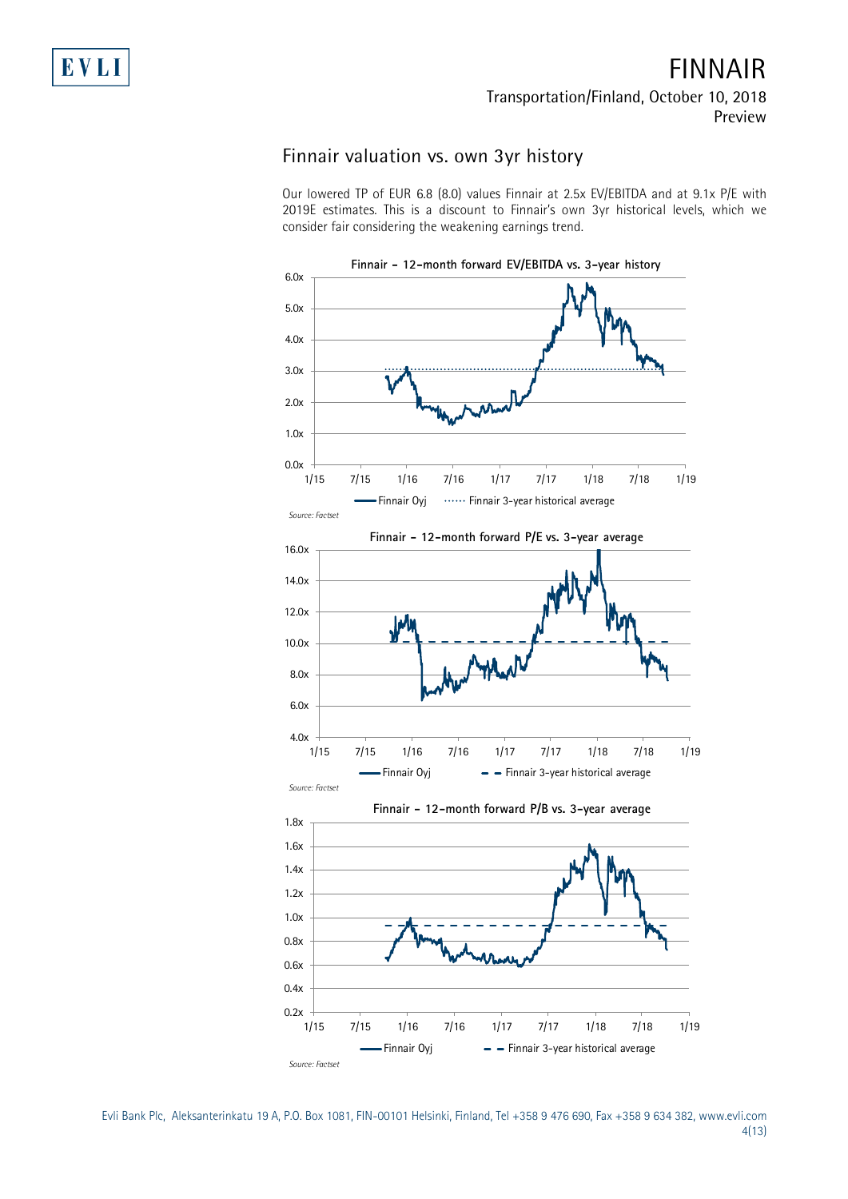## Finnair valuation vs. own 3yr history

Our lowered TP of EUR 6.8 (8.0) values Finnair at 2.5x EV/EBITDA and at 9.1x P/E with 2019E estimates. This is a discount to Finnair's own 3yr historical levels, which we consider fair considering the weakening earnings trend.

**Finnair – 12-month forward EV/EBITDA vs. 3-year history**

Finnair Oyj ······ Finnair 3-year historical average

*Source: Factset*

**Finnair – 12-month forward P/E vs. 3-year average**

Finnair Oyj – – Finnair 3-year historical average

*Source: Factset*

**Finnair – 12-month forward P/B vs. 3-year average**

Finnair Oyj – – Finnair 3-year historical average

*Source: Factset*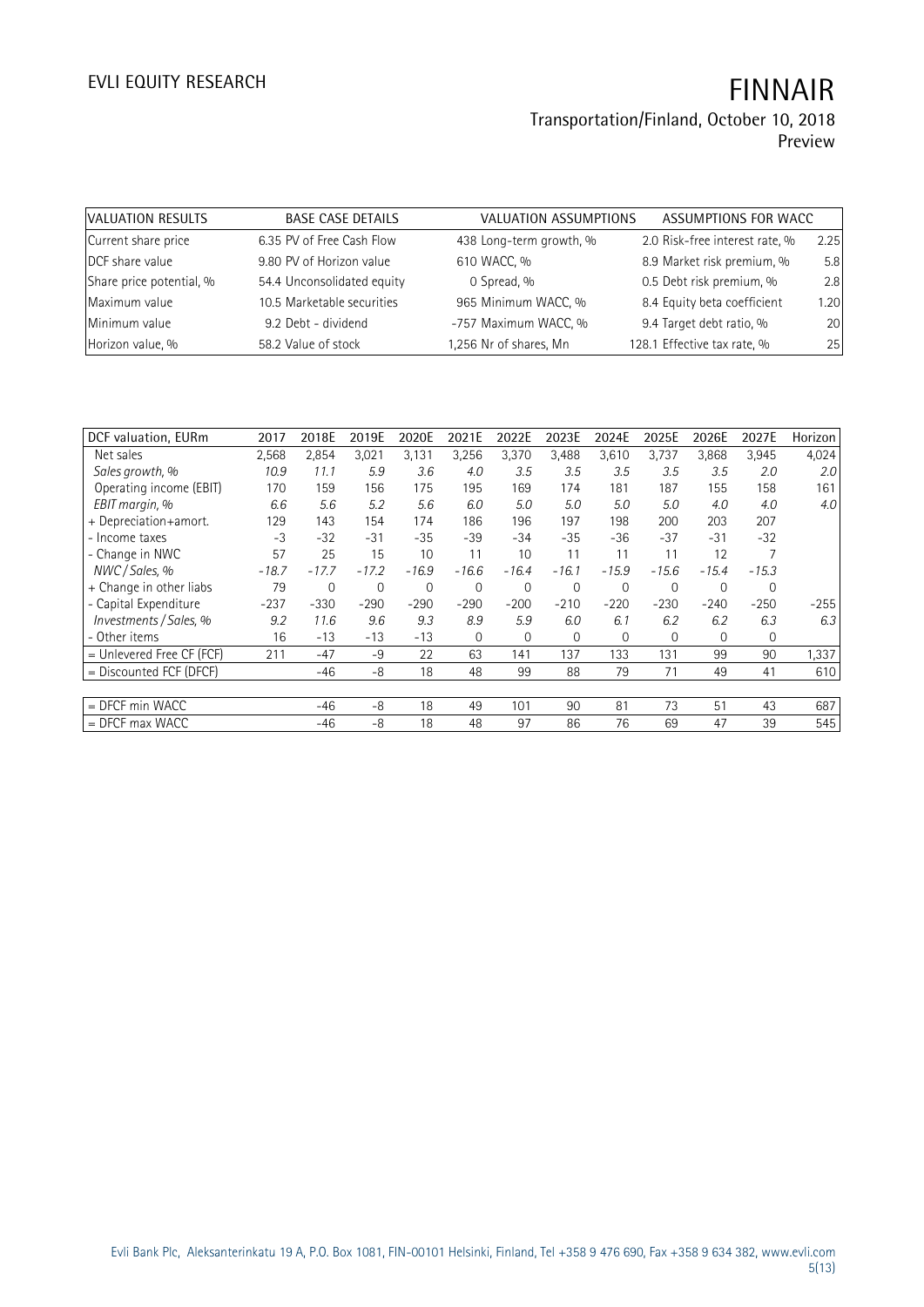| VALUATION RESULTS | | BASE CASE DETAILS | | VALUATION ASSUMPTIONS | | ASSUMPTIONS FOR WACC | |
|---|---|---|---|---|---|---|---|
| Current share price | 6.35 | PV of Free Cash Flow | 438 | Long-term growth, % | 2.0 | Risk-free interest rate, % | 2.25 |
| DCF share value | 9.80 | PV of Horizon value | 610 | WACC, % | 8.9 | Market risk premium, % | 5.8 |
| Share price potential, % | 54.4 | Unconsolidated equity | 0 | Spread, % | 0.5 | Debt risk premium, % | 2.8 |
| Maximum value | 10.5 | Marketable securities | 965 | Minimum WACC, % | 8.4 | Equity beta coefficient | 1.20 |
| Minimum value | 9.2 | Debt - dividend | -757 | Maximum WACC, % | 9.4 | Target debt ratio, % | 20 |
| Horizon value, % | 58.2 | Value of stock | 1,256 | Nr of shares, Mn | 128.1 | Effective tax rate, % | 25 |

| DCF valuation, EURm | 2017 | 2018E | 2019E | 2020E | 2021E | 2022E | 2023E | 2024E | 2025E | 2026E | 2027E | Horizon |
|---|---|---|---|---|---|---|---|---|---|---|---|---|
| Net sales | 2,568 | 2,854 | 3,021 | 3,131 | 3,256 | 3,370 | 3,488 | 3,610 | 3,737 | 3,868 | 3,945 | 4,024 |
| *Sales growth, %* | *10.9* | *11.1* | *5.9* | *3.6* | *4.0* | *3.5* | *3.5* | *3.5* | *3.5* | *3.5* | *2.0* | *2.0* |
| Operating income (EBIT) | 170 | 159 | 156 | 175 | 195 | 169 | 174 | 181 | 187 | 155 | 158 | 161 |
| *EBIT margin, %* | *6.6* | *5.6* | *5.2* | *5.6* | *6.0* | *5.0* | *5.0* | *5.0* | *5.0* | *4.0* | *4.0* | *4.0* |
| + Depreciation+amort. | 129 | 143 | 154 | 174 | 186 | 196 | 197 | 198 | 200 | 203 | 207 | |
| - Income taxes | -3 | -32 | -31 | -35 | -39 | -34 | -35 | -36 | -37 | -31 | -32 | |
| - Change in NWC | 57 | 25 | 15 | 10 | 11 | 10 | 11 | 11 | 11 | 12 | 7 | |
| *NWC / Sales, %* | *-18.7* | *-17.7* | *-17.2* | *-16.9* | *-16.6* | *-16.4* | *-16.1* | *-15.9* | *-15.6* | *-15.4* | *-15.3* | |
| + Change in other liabs | 79 | 0 | 0 | 0 | 0 | 0 | 0 | 0 | 0 | 0 | 0 | |
| - Capital Expenditure | -237 | -330 | -290 | -290 | -290 | -200 | -210 | -220 | -230 | -240 | -250 | -255 |
| *Investments / Sales, %* | *9.2* | *11.6* | *9.6* | *9.3* | *8.9* | *5.9* | *6.0* | *6.1* | *6.2* | *6.2* | *6.3* | *6.3* |
| - Other items | 16 | -13 | -13 | -13 | 0 | 0 | 0 | 0 | 0 | 0 | 0 | |
| = Unlevered Free CF (FCF) | 211 | -47 | -9 | 22 | 63 | 141 | 137 | 133 | 131 | 99 | 90 | 1,337 |
| = Discounted FCF (DFCF) | | -46 | -8 | 18 | 48 | 99 | 88 | 79 | 71 | 49 | 41 | 610 |
| | | | | | | | | | | | | |
| = DFCF min WACC | | -46 | -8 | 18 | 49 | 101 | 90 | 81 | 73 | 51 | 43 | 687 |
| = DFCF max WACC | | -46 | -8 | 18 | 48 | 97 | 86 | 76 | 69 | 47 | 39 | 545 |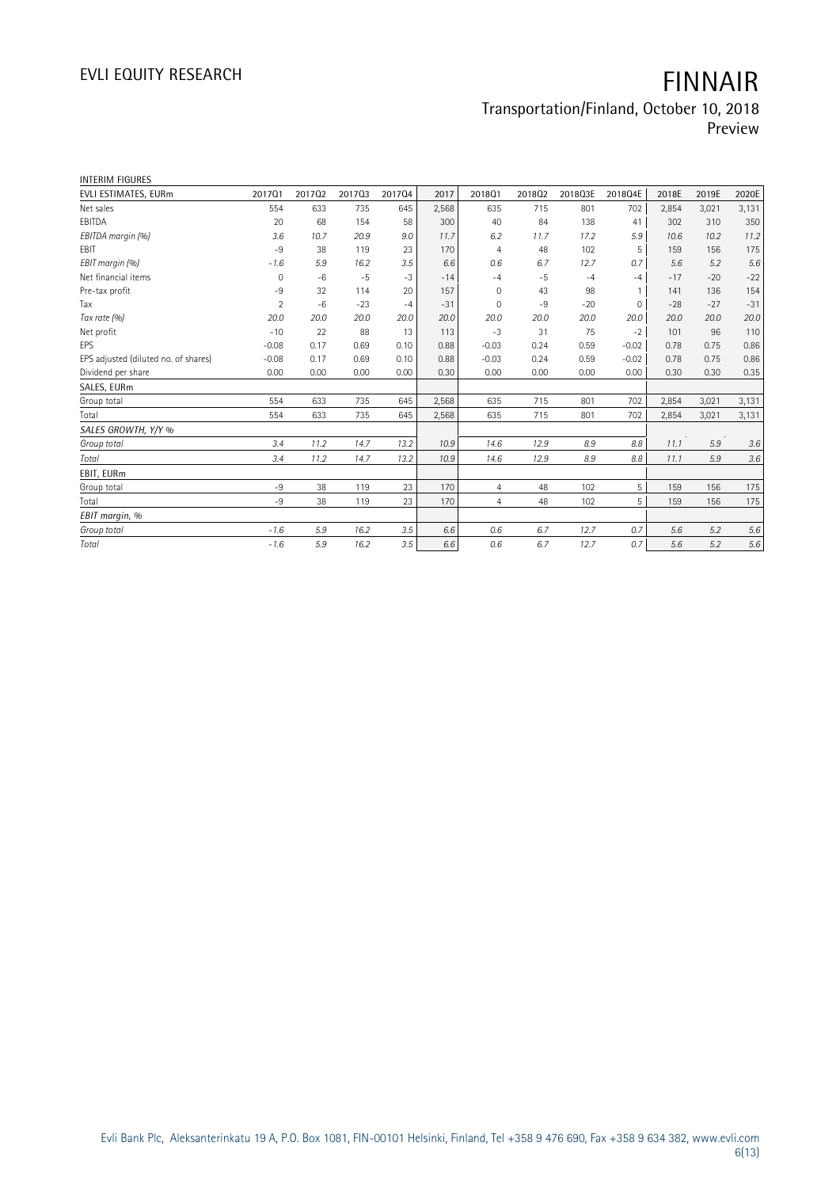INTERIM FIGURES

| EVLI ESTIMATES, EURm | 2017Q1 | 2017Q2 | 2017Q3 | 2017Q4 | 2017 | 2018Q1 | 2018Q2 | 2018Q3E | 2018Q4E | 2018E | 2019E | 2020E |
|---|---|---|---|---|---|---|---|---|---|---|---|---|
| Net sales | 554 | 633 | 735 | 645 | 2,568 | 635 | 715 | 801 | 702 | 2,854 | 3,021 | 3,131 |
| EBITDA | 20 | 68 | 154 | 58 | 300 | 40 | 84 | 138 | 41 | 302 | 310 | 350 |
| *EBITDA margin (%)* | *3.6* | *10.7* | *20.9* | *9.0* | *11.7* | *6.2* | *11.7* | *17.2* | *5.9* | *10.6* | *10.2* | *11.2* |
| EBIT | -9 | 38 | 119 | 23 | 170 | 4 | 48 | 102 | 5 | 159 | 156 | 175 |
| *EBIT margin (%)* | *-1.6* | *5.9* | *16.2* | *3.5* | *6.6* | *0.6* | *6.7* | *12.7* | *0.7* | *5.6* | *5.2* | *5.6* |
| Net financial items | 0 | -6 | -5 | -3 | -14 | -4 | -5 | -4 | -4 | -17 | -20 | -22 |
| Pre-tax profit | -9 | 32 | 114 | 20 | 157 | 0 | 43 | 98 | 1 | 141 | 136 | 154 |
| Tax | 2 | -6 | -23 | -4 | -31 | 0 | -9 | -20 | 0 | -28 | -27 | -31 |
| *Tax rate (%)* | *20.0* | *20.0* | *20.0* | *20.0* | *20.0* | *20.0* | *20.0* | *20.0* | *20.0* | *20.0* | *20.0* | *20.0* |
| Net profit | -10 | 22 | 88 | 13 | 113 | -3 | 31 | 75 | -2 | 101 | 96 | 110 |
| EPS | -0.08 | 0.17 | 0.69 | 0.10 | 0.88 | -0.03 | 0.24 | 0.59 | -0.02 | 0.78 | 0.75 | 0.86 |
| EPS adjusted (diluted no. of shares) | -0.08 | 0.17 | 0.69 | 0.10 | 0.88 | -0.03 | 0.24 | 0.59 | -0.02 | 0.78 | 0.75 | 0.86 |
| Dividend per share | 0.00 | 0.00 | 0.00 | 0.00 | 0.30 | 0.00 | 0.00 | 0.00 | 0.00 | 0.30 | 0.30 | 0.35 |
| SALES, EURm | | | | | | | | | | | | |
| Group total | 554 | 633 | 735 | 645 | 2,568 | 635 | 715 | 801 | 702 | 2,854 | 3,021 | 3,131 |
| Total | 554 | 633 | 735 | 645 | 2,568 | 635 | 715 | 801 | 702 | 2,854 | 3,021 | 3,131 |
| *SALES GROWTH, Y/Y %* | | | | | | | | | | | | |
| *Group total* | *3.4* | *11.2* | *14.7* | *13.2* | *10.9* | *14.6* | *12.9* | *8.9* | *8.8* | *11.1* | *5.9* | *3.6* |
| *Total* | *3.4* | *11.2* | *14.7* | *13.2* | *10.9* | *14.6* | *12.9* | *8.9* | *8.8* | *11.1* | *5.9* | *3.6* |
| EBIT, EURm | | | | | | | | | | | | |
| Group total | -9 | 38 | 119 | 23 | 170 | 4 | 48 | 102 | 5 | 159 | 156 | 175 |
| Total | -9 | 38 | 119 | 23 | 170 | 4 | 48 | 102 | 5 | 159 | 156 | 175 |
| *EBIT margin, %* | | | | | | | | | | | | |
| *Group total* | *-1.6* | *5.9* | *16.2* | *3.5* | *6.6* | *0.6* | *6.7* | *12.7* | *0.7* | *5.6* | *5.2* | *5.6* |
| *Total* | *-1.6* | *5.9* | *16.2* | *3.5* | *6.6* | *0.6* | *6.7* | *12.7* | *0.7* | *5.6* | *5.2* | *5.6* |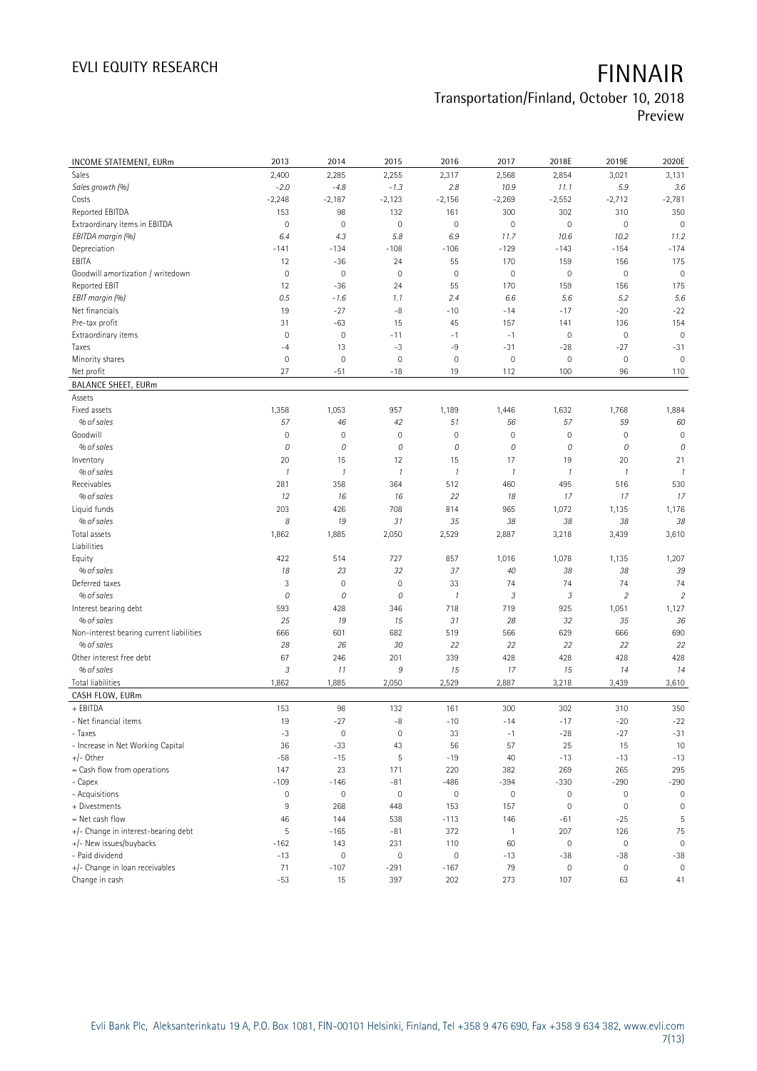| INCOME STATEMENT, EURm | 2013 | 2014 | 2015 | 2016 | 2017 | 2018E | 2019E | 2020E |
|---|---|---|---|---|---|---|---|---|
| Sales | 2,400 | 2,285 | 2,255 | 2,317 | 2,568 | 2,854 | 3,021 | 3,131 |
| *Sales growth (%)* | *-2.0* | *-4.8* | *-1.3* | *2.8* | *10.9* | *11.1* | *5.9* | *3.6* |
| Costs | -2,248 | -2,187 | -2,123 | -2,156 | -2,269 | -2,552 | -2,712 | -2,781 |
| Reported EBITDA | 153 | 98 | 132 | 161 | 300 | 302 | 310 | 350 |
| Extraordinary items in EBITDA | 0 | 0 | 0 | 0 | 0 | 0 | 0 | 0 |
| *EBITDA margin (%)* | *6.4* | *4.3* | *5.8* | *6.9* | *11.7* | *10.6* | *10.2* | *11.2* |
| Depreciation | -141 | -134 | -108 | -106 | -129 | -143 | -154 | -174 |
| EBITA | 12 | -36 | 24 | 55 | 170 | 159 | 156 | 175 |
| Goodwill amortization / writedown | 0 | 0 | 0 | 0 | 0 | 0 | 0 | 0 |
| Reported EBIT | 12 | -36 | 24 | 55 | 170 | 159 | 156 | 175 |
| *EBIT margin (%)* | *0.5* | *-1.6* | *1.1* | *2.4* | *6.6* | *5.6* | *5.2* | *5.6* |
| Net financials | 19 | -27 | -8 | -10 | -14 | -17 | -20 | -22 |
| Pre-tax profit | 31 | -63 | 15 | 45 | 157 | 141 | 136 | 154 |
| Extraordinary items | 0 | 0 | -11 | -1 | -1 | 0 | 0 | 0 |
| Taxes | -4 | 13 | -3 | -9 | -31 | -28 | -27 | -31 |
| Minority shares | 0 | 0 | 0 | 0 | 0 | 0 | 0 | 0 |
| Net profit | 27 | -51 | -18 | 19 | 112 | 100 | 96 | 110 |

| BALANCE SHEET, EURm | 2013 | 2014 | 2015 | 2016 | 2017 | 2018E | 2019E | 2020E |
|---|---|---|---|---|---|---|---|---|
| Assets | | | | | | | | |
| Fixed assets | 1,358 | 1,053 | 957 | 1,189 | 1,446 | 1,632 | 1,768 | 1,884 |
| *% of sales* | *57* | *46* | *42* | *51* | *56* | *57* | *59* | *60* |
| Goodwill | 0 | 0 | 0 | 0 | 0 | 0 | 0 | 0 |
| *% of sales* | *0* | *0* | *0* | *0* | *0* | *0* | *0* | *0* |
| Inventory | 20 | 15 | 12 | 15 | 17 | 19 | 20 | 21 |
| *% of sales* | *1* | *1* | *1* | *1* | *1* | *1* | *1* | *1* |
| Receivables | 281 | 358 | 364 | 512 | 460 | 495 | 516 | 530 |
| *% of sales* | *12* | *16* | *16* | *22* | *18* | *17* | *17* | *17* |
| Liquid funds | 203 | 426 | 708 | 814 | 965 | 1,072 | 1,135 | 1,176 |
| *% of sales* | *8* | *19* | *31* | *35* | *38* | *38* | *38* | *38* |
| Total assets | 1,862 | 1,885 | 2,050 | 2,529 | 2,887 | 3,218 | 3,439 | 3,610 |
| Liabilities | | | | | | | | |
| Equity | 422 | 514 | 727 | 857 | 1,016 | 1,078 | 1,135 | 1,207 |
| *% of sales* | *18* | *23* | *32* | *37* | *40* | *38* | *38* | *39* |
| Deferred taxes | 3 | 0 | 0 | 33 | 74 | 74 | 74 | 74 |
| *% of sales* | *0* | *0* | *0* | *1* | *3* | *3* | *2* | *2* |
| Interest bearing debt | 593 | 428 | 346 | 718 | 719 | 925 | 1,051 | 1,127 |
| *% of sales* | *25* | *19* | *15* | *31* | *28* | *32* | *35* | *36* |
| Non-interest bearing current liabilities | 666 | 601 | 682 | 519 | 566 | 629 | 666 | 690 |
| *% of sales* | *28* | *26* | *30* | *22* | *22* | *22* | *22* | *22* |
| Other interest free debt | 67 | 246 | 201 | 339 | 428 | 428 | 428 | 428 |
| *% of sales* | *3* | *11* | *9* | *15* | *17* | *15* | *14* | *14* |
| Total liabilities | 1,862 | 1,885 | 2,050 | 2,529 | 2,887 | 3,218 | 3,439 | 3,610 |

| CASH FLOW, EURm | 2013 | 2014 | 2015 | 2016 | 2017 | 2018E | 2019E | 2020E |
|---|---|---|---|---|---|---|---|---|
| + EBITDA | 153 | 98 | 132 | 161 | 300 | 302 | 310 | 350 |
| - Net financial items | 19 | -27 | -8 | -10 | -14 | -17 | -20 | -22 |
| - Taxes | -3 | 0 | 0 | 33 | -1 | -28 | -27 | -31 |
| - Increase in Net Working Capital | 36 | -33 | 43 | 56 | 57 | 25 | 15 | 10 |
| +/- Other | -58 | -15 | 5 | -19 | 40 | -13 | -13 | -13 |
| = Cash flow from operations | 147 | 23 | 171 | 220 | 382 | 269 | 265 | 295 |
| - Capex | -109 | -146 | -81 | -486 | -394 | -330 | -290 | -290 |
| - Acquisitions | 0 | 0 | 0 | 0 | 0 | 0 | 0 | 0 |
| + Divestments | 9 | 268 | 448 | 153 | 157 | 0 | 0 | 0 |
| = Net cash flow | 46 | 144 | 538 | -113 | 146 | -61 | -25 | 5 |
| +/- Change in interest-bearing debt | 5 | -165 | -81 | 372 | 1 | 207 | 126 | 75 |
| +/- New issues/buybacks | -162 | 143 | 231 | 110 | 60 | 0 | 0 | 0 |
| - Paid dividend | -13 | 0 | 0 | 0 | -13 | -38 | -38 | -38 |
| +/- Change in loan receivables | 71 | -107 | -291 | -167 | 79 | 0 | 0 | 0 |
| Change in cash | -53 | 15 | 397 | 202 | 273 | 107 | 63 | 41 |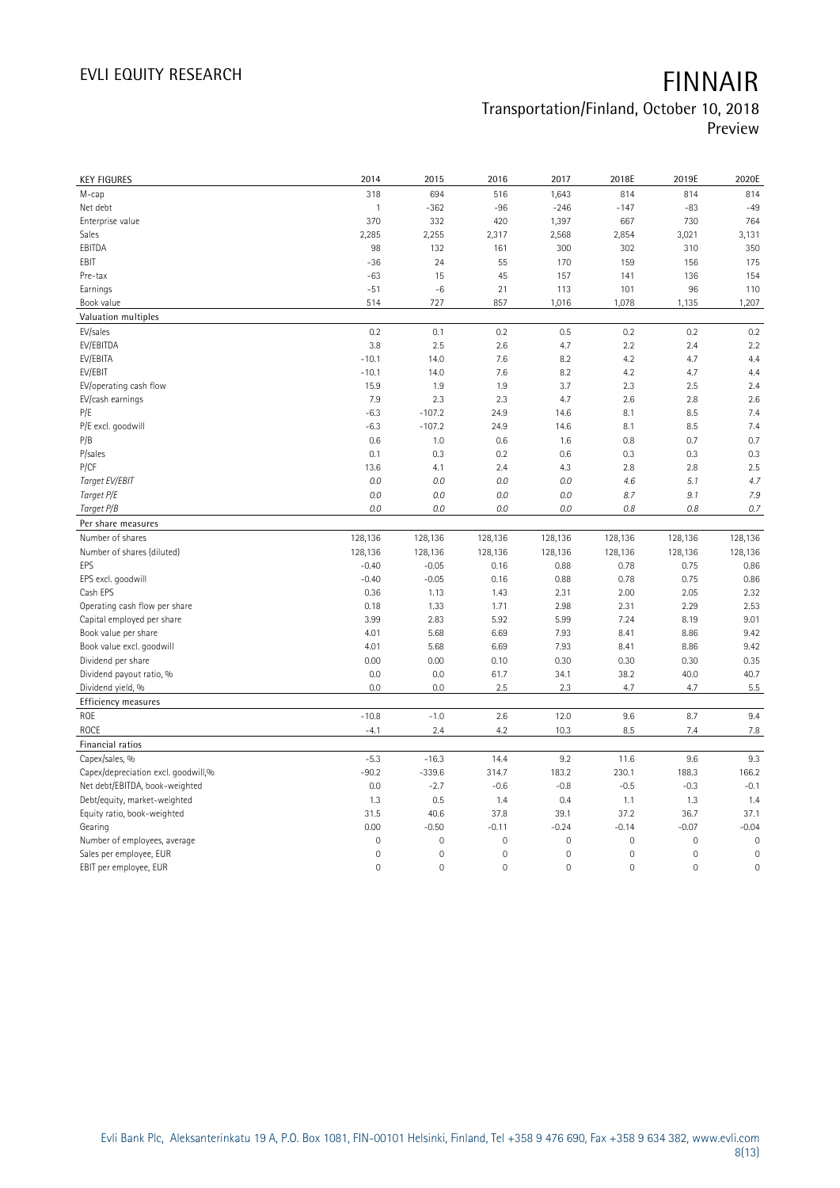# FINNAIR

Transportation/Finland, October 10, 2018

Preview

| KEY FIGURES | 2014 | 2015 | 2016 | 2017 | 2018E | 2019E | 2020E |
|---|---|---|---|---|---|---|---|
| M-cap | 318 | 694 | 516 | 1,643 | 814 | 814 | 814 |
| Net debt | 1 | -362 | -96 | -246 | -147 | -83 | -49 |
| Enterprise value | 370 | 332 | 420 | 1,397 | 667 | 730 | 764 |
| Sales | 2,285 | 2,255 | 2,317 | 2,568 | 2,854 | 3,021 | 3,131 |
| EBITDA | 98 | 132 | 161 | 300 | 302 | 310 | 350 |
| EBIT | -36 | 24 | 55 | 170 | 159 | 156 | 175 |
| Pre-tax | -63 | 15 | 45 | 157 | 141 | 136 | 154 |
| Earnings | -51 | -6 | 21 | 113 | 101 | 96 | 110 |
| Book value | 514 | 727 | 857 | 1,016 | 1,078 | 1,135 | 1,207 |
| **Valuation multiples** | | | | | | | |
| EV/sales | 0.2 | 0.1 | 0.2 | 0.5 | 0.2 | 0.2 | 0.2 |
| EV/EBITDA | 3.8 | 2.5 | 2.6 | 4.7 | 2.2 | 2.4 | 2.2 |
| EV/EBITA | -10.1 | 14.0 | 7.6 | 8.2 | 4.2 | 4.7 | 4.4 |
| EV/EBIT | -10.1 | 14.0 | 7.6 | 8.2 | 4.2 | 4.7 | 4.4 |
| EV/operating cash flow | 15.9 | 1.9 | 1.9 | 3.7 | 2.3 | 2.5 | 2.4 |
| EV/cash earnings | 7.9 | 2.3 | 2.3 | 4.7 | 2.6 | 2.8 | 2.6 |
| P/E | -6.3 | -107.2 | 24.9 | 14.6 | 8.1 | 8.5 | 7.4 |
| P/E excl. goodwill | -6.3 | -107.2 | 24.9 | 14.6 | 8.1 | 8.5 | 7.4 |
| P/B | 0.6 | 1.0 | 0.6 | 1.6 | 0.8 | 0.7 | 0.7 |
| P/sales | 0.1 | 0.3 | 0.2 | 0.6 | 0.3 | 0.3 | 0.3 |
| P/CF | 13.6 | 4.1 | 2.4 | 4.3 | 2.8 | 2.8 | 2.5 |
| *Target EV/EBIT* | *0.0* | *0.0* | *0.0* | *0.0* | *4.6* | *5.1* | *4.7* |
| *Target P/E* | *0.0* | *0.0* | *0.0* | *0.0* | *8.7* | *9.1* | *7.9* |
| *Target P/B* | *0.0* | *0.0* | *0.0* | *0.0* | *0.8* | *0.8* | *0.7* |
| **Per share measures** | | | | | | | |
| Number of shares | 128,136 | 128,136 | 128,136 | 128,136 | 128,136 | 128,136 | 128,136 |
| Number of shares (diluted) | 128,136 | 128,136 | 128,136 | 128,136 | 128,136 | 128,136 | 128,136 |
| EPS | -0.40 | -0.05 | 0.16 | 0.88 | 0.78 | 0.75 | 0.86 |
| EPS excl. goodwill | -0.40 | -0.05 | 0.16 | 0.88 | 0.78 | 0.75 | 0.86 |
| Cash EPS | 0.36 | 1.13 | 1.43 | 2.31 | 2.00 | 2.05 | 2.32 |
| Operating cash flow per share | 0.18 | 1.33 | 1.71 | 2.98 | 2.31 | 2.29 | 2.53 |
| Capital employed per share | 3.99 | 2.83 | 5.92 | 5.99 | 7.24 | 8.19 | 9.01 |
| Book value per share | 4.01 | 5.68 | 6.69 | 7.93 | 8.41 | 8.86 | 9.42 |
| Book value excl. goodwill | 4.01 | 5.68 | 6.69 | 7.93 | 8.41 | 8.86 | 9.42 |
| Dividend per share | 0.00 | 0.00 | 0.10 | 0.30 | 0.30 | 0.30 | 0.35 |
| Dividend payout ratio, % | 0.0 | 0.0 | 61.7 | 34.1 | 38.2 | 40.0 | 40.7 |
| Dividend yield, % | 0.0 | 0.0 | 2.5 | 2.3 | 4.7 | 4.7 | 5.5 |
| **Efficiency measures** | | | | | | | |
| ROE | -10.8 | -1.0 | 2.6 | 12.0 | 9.6 | 8.7 | 9.4 |
| ROCE | -4.1 | 2.4 | 4.2 | 10.3 | 8.5 | 7.4 | 7.8 |
| **Financial ratios** | | | | | | | |
| Capex/sales, % | -5.3 | -16.3 | 14.4 | 9.2 | 11.6 | 9.6 | 9.3 |
| Capex/depreciation excl. goodwill,% | -90.2 | -339.6 | 314.7 | 183.2 | 230.1 | 188.3 | 166.2 |
| Net debt/EBITDA, book-weighted | 0.0 | -2.7 | -0.6 | -0.8 | -0.5 | -0.3 | -0.1 |
| Debt/equity, market-weighted | 1.3 | 0.5 | 1.4 | 0.4 | 1.1 | 1.3 | 1.4 |
| Equity ratio, book-weighted | 31.5 | 40.6 | 37.8 | 39.1 | 37.2 | 36.7 | 37.1 |
| Gearing | 0.00 | -0.50 | -0.11 | -0.24 | -0.14 | -0.07 | -0.04 |
| Number of employees, average | 0 | 0 | 0 | 0 | 0 | 0 | 0 |
| Sales per employee, EUR | 0 | 0 | 0 | 0 | 0 | 0 | 0 |
| EBIT per employee, EUR | 0 | 0 | 0 | 0 | 0 | 0 | 0 |

Evli Bank Plc, Aleksanterinkatu 19 A, P.O. Box 1081, FIN-00101 Helsinki, Finland, Tel +358 9 476 690, Fax +358 9 634 382, www.evli.com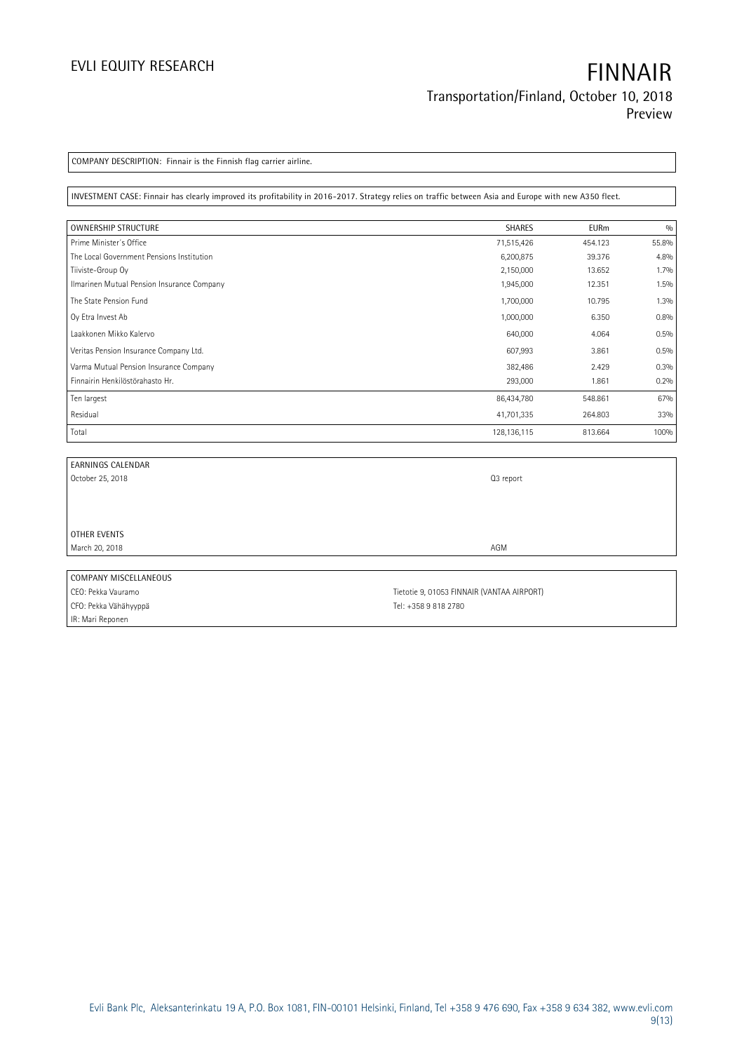COMPANY DESCRIPTION: Finnair is the Finnish flag carrier airline.

INVESTMENT CASE: Finnair has clearly improved its profitability in 2016-2017. Strategy relies on traffic between Asia and Europe with new A350 fleet.

| OWNERSHIP STRUCTURE | SHARES | EURm | % |
|---|---|---|---|
| Prime Minister's Office | 71,515,426 | 454.123 | 55.8% |
| The Local Government Pensions Institution | 6,200,875 | 39.376 | 4.8% |
| Tiiviste-Group Oy | 2,150,000 | 13.652 | 1.7% |
| Ilmarinen Mutual Pension Insurance Company | 1,945,000 | 12.351 | 1.5% |
| The State Pension Fund | 1,700,000 | 10.795 | 1.3% |
| Oy Etra Invest Ab | 1,000,000 | 6.350 | 0.8% |
| Laakkonen Mikko Kalervo | 640,000 | 4.064 | 0.5% |
| Veritas Pension Insurance Company Ltd. | 607,993 | 3.861 | 0.5% |
| Varma Mutual Pension Insurance Company | 382,486 | 2.429 | 0.3% |
| Finnairin Henkilöstörahasto Hr. | 293,000 | 1.861 | 0.2% |
| Ten largest | 86,434,780 | 548.861 | 67% |
| Residual | 41,701,335 | 264.803 | 33% |
| Total | 128,136,115 | 813.664 | 100% |

| EARNINGS CALENDAR | |
|---|---|
| October 25, 2018 | Q3 report |
| | |
| OTHER EVENTS | |
| March 20, 2018 | AGM |

| COMPANY MISCELLANEOUS | |
|---|---|
| CEO: Pekka Vauramo | Tietotie 9, 01053 FINNAIR (VANTAA AIRPORT) |
| CFO: Pekka Vähähyyppä | Tel: +358 9 818 2780 |
| IR: Mari Reponen | |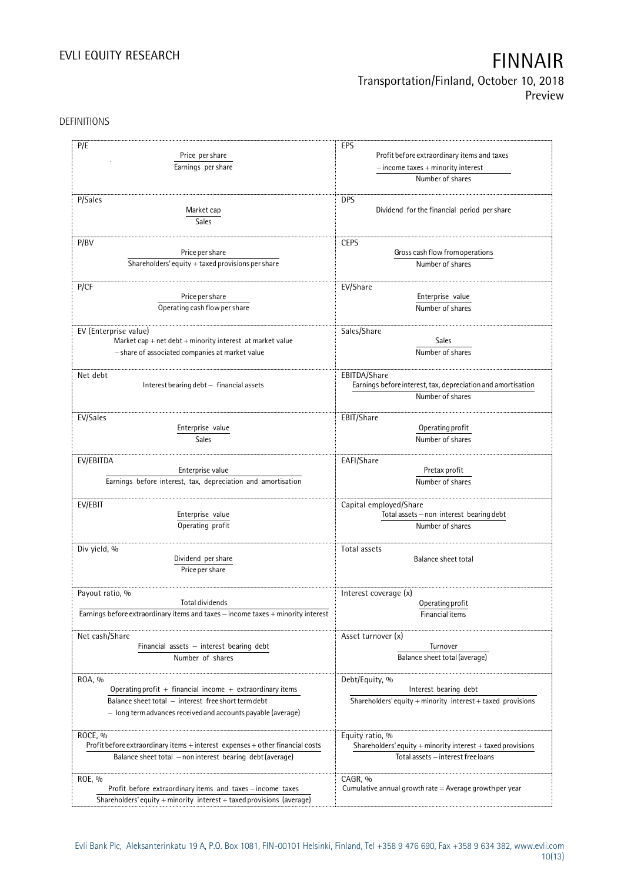DEFINITIONS

| | |
|---|---|
| **P/E**<br>$\frac{\text{Price per share}}{\text{Earnings per share}}$ | **EPS**<br>$\frac{\text{Profit before extraordinary items and taxes} - \text{income taxes} + \text{minority interest}}{\text{Number of shares}}$ |
| **P/Sales**<br>$\frac{\text{Market cap}}{\text{Sales}}$ | **DPS**<br>Dividend for the financial period per share |
| **P/BV**<br>$\frac{\text{Price per share}}{\text{Shareholders' equity} + \text{taxed provisions per share}}$ | **CEPS**<br>$\frac{\text{Gross cash flow from operations}}{\text{Number of shares}}$ |
| **P/CF**<br>$\frac{\text{Price per share}}{\text{Operating cash flow per share}}$ | **EV/Share**<br>$\frac{\text{Enterprise value}}{\text{Number of shares}}$ |
| **EV (Enterprise value)**<br>Market cap + net debt + minority interest at market value − share of associated companies at market value | **Sales/Share**<br>$\frac{\text{Sales}}{\text{Number of shares}}$ |
| **Net debt**<br>Interest bearing debt − financial assets | **EBITDA/Share**<br>$\frac{\text{Earnings before interest, tax, depreciation and amortisation}}{\text{Number of shares}}$ |
| **EV/Sales**<br>$\frac{\text{Enterprise value}}{\text{Sales}}$ | **EBIT/Share**<br>$\frac{\text{Operating profit}}{\text{Number of shares}}$ |
| **EV/EBITDA**<br>$\frac{\text{Enterprise value}}{\text{Earnings before interest, tax, depreciation and amortisation}}$ | **EAFI/Share**<br>$\frac{\text{Pretax profit}}{\text{Number of shares}}$ |
| **EV/EBIT**<br>$\frac{\text{Enterprise value}}{\text{Operating profit}}$ | **Capital employed/Share**<br>$\frac{\text{Total assets} - \text{non interest bearing debt}}{\text{Number of shares}}$ |
| **Div yield, %**<br>$\frac{\text{Dividend per share}}{\text{Price per share}}$ | **Total assets**<br>Balance sheet total |
| **Payout ratio, %**<br>$\frac{\text{Total dividends}}{\text{Earnings before extraordinary items and taxes} - \text{income taxes} + \text{minority interest}}$ | **Interest coverage (x)**<br>$\frac{\text{Operating profit}}{\text{Financial items}}$ |
| **Net cash/Share**<br>$\frac{\text{Financial assets} - \text{interest bearing debt}}{\text{Number of shares}}$ | **Asset turnover (x)**<br>$\frac{\text{Turnover}}{\text{Balance sheet total (average)}}$ |
| **ROA, %**<br>$\frac{\text{Operating profit} + \text{financial income} + \text{extraordinary items}}{\text{Balance sheet total} - \text{interest free short term debt} - \text{long term advances received and accounts payable (average)}}$ | **Debt/Equity, %**<br>$\frac{\text{Interest bearing debt}}{\text{Shareholders' equity} + \text{minority interest} + \text{taxed provisions}}$ |
| **ROCE, %**<br>$\frac{\text{Profit before extraordinary items} + \text{interest expenses} + \text{other financial costs}}{\text{Balance sheet total} - \text{non interest bearing debt (average)}}$ | **Equity ratio, %**<br>$\frac{\text{Shareholders' equity} + \text{minority interest} + \text{taxed provisions}}{\text{Total assets} - \text{interest free loans}}$ |
| **ROE, %**<br>$\frac{\text{Profit before extraordinary items and taxes} - \text{income taxes}}{\text{Shareholders' equity} + \text{minority interest} + \text{taxed provisions (average)}}$ | **CAGR, %**<br>Cumulative annual growth rate = Average growth per year |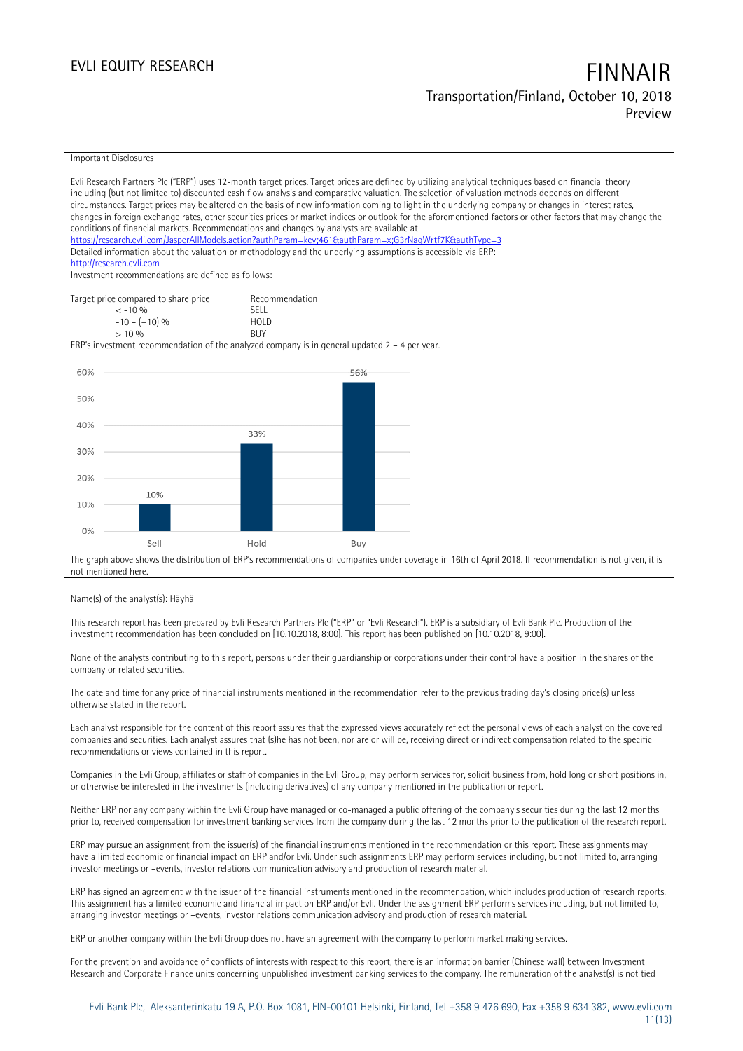Important Disclosures

Evli Research Partners Plc ("ERP") uses 12-month target prices. Target prices are defined by utilizing analytical techniques based on financial theory including (but not limited to) discounted cash flow analysis and comparative valuation. The selection of valuation methods depends on different circumstances. Target prices may be altered on the basis of new information coming to light in the underlying company or changes in interest rates, changes in foreign exchange rates, other securities prices or market indices or outlook for the aforementioned factors or other factors that may change the conditions of financial markets. Recommendations and changes by analysts are available at https://research.evli.com/JasperAllModels.action?authParam=key;461&authParam=x;G3rNagWrtf7K&authType=3
Detailed information about the valuation or methodology and the underlying assumptions is accessible via ERP: http://research.evli.com
Investment recommendations are defined as follows:

| Target price compared to share price | Recommendation |
|---|---|
| < -10 % | SELL |
| -10 – (+10) % | HOLD |
| > 10 % | BUY |

ERP's investment recommendation of the analyzed company is in general updated 2 – 4 per year.

| | Sell | Hold | Buy |
|---|---|---|---|
| Share | 10% | 33% | 56% |

The graph above shows the distribution of ERP's recommendations of companies under coverage in 16th of April 2018. If recommendation is not given, it is not mentioned here.

Name(s) of the analyst(s): Häyhä

This research report has been prepared by Evli Research Partners Plc ("ERP" or "Evli Research"). ERP is a subsidiary of Evli Bank Plc. Production of the investment recommendation has been concluded on [10.10.2018, 8:00]. This report has been published on [10.10.2018, 9:00].

None of the analysts contributing to this report, persons under their guardianship or corporations under their control have a position in the shares of the company or related securities.

The date and time for any price of financial instruments mentioned in the recommendation refer to the previous trading day's closing price(s) unless otherwise stated in the report.

Each analyst responsible for the content of this report assures that the expressed views accurately reflect the personal views of each analyst on the covered companies and securities. Each analyst assures that (s)he has not been, nor are or will be, receiving direct or indirect compensation related to the specific recommendations or views contained in this report.

Companies in the Evli Group, affiliates or staff of companies in the Evli Group, may perform services for, solicit business from, hold long or short positions in, or otherwise be interested in the investments (including derivatives) of any company mentioned in the publication or report.

Neither ERP nor any company within the Evli Group have managed or co-managed a public offering of the company's securities during the last 12 months prior to, received compensation for investment banking services from the company during the last 12 months prior to the publication of the research report.

ERP may pursue an assignment from the issuer(s) of the financial instruments mentioned in the recommendation or this report. These assignments may have a limited economic or financial impact on ERP and/or Evli. Under such assignments ERP may perform services including, but not limited to, arranging investor meetings or –events, investor relations communication advisory and production of research material.

ERP has signed an agreement with the issuer of the financial instruments mentioned in the recommendation, which includes production of research reports. This assignment has a limited economic and financial impact on ERP and/or Evli. Under the assignment ERP performs services including, but not limited to, arranging investor meetings or –events, investor relations communication advisory and production of research material.

ERP or another company within the Evli Group does not have an agreement with the company to perform market making services.

For the prevention and avoidance of conflicts of interests with respect to this report, there is an information barrier (Chinese wall) between Investment Research and Corporate Finance units concerning unpublished investment banking services to the company. The remuneration of the analyst(s) is not tied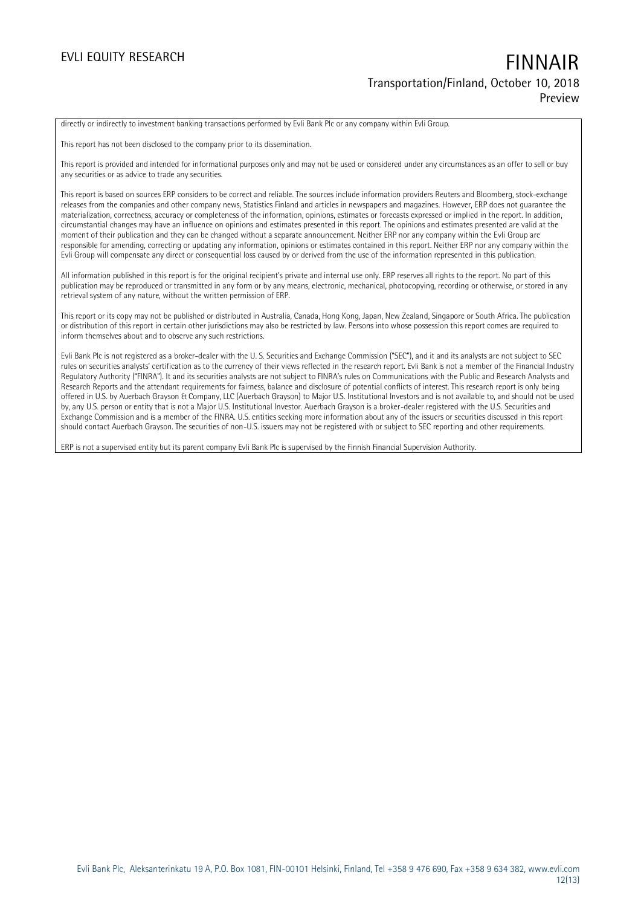directly or indirectly to investment banking transactions performed by Evli Bank Plc or any company within Evli Group.

This report has not been disclosed to the company prior to its dissemination.

This report is provided and intended for informational purposes only and may not be used or considered under any circumstances as an offer to sell or buy any securities or as advice to trade any securities.

This report is based on sources ERP considers to be correct and reliable. The sources include information providers Reuters and Bloomberg, stock-exchange releases from the companies and other company news, Statistics Finland and articles in newspapers and magazines. However, ERP does not guarantee the materialization, correctness, accuracy or completeness of the information, opinions, estimates or forecasts expressed or implied in the report. In addition, circumstantial changes may have an influence on opinions and estimates presented in this report. The opinions and estimates presented are valid at the moment of their publication and they can be changed without a separate announcement. Neither ERP nor any company within the Evli Group are responsible for amending, correcting or updating any information, opinions or estimates contained in this report. Neither ERP nor any company within the Evli Group will compensate any direct or consequential loss caused by or derived from the use of the information represented in this publication.

All information published in this report is for the original recipient's private and internal use only. ERP reserves all rights to the report. No part of this publication may be reproduced or transmitted in any form or by any means, electronic, mechanical, photocopying, recording or otherwise, or stored in any retrieval system of any nature, without the written permission of ERP.

This report or its copy may not be published or distributed in Australia, Canada, Hong Kong, Japan, New Zealand, Singapore or South Africa. The publication or distribution of this report in certain other jurisdictions may also be restricted by law. Persons into whose possession this report comes are required to inform themselves about and to observe any such restrictions.

Evli Bank Plc is not registered as a broker-dealer with the U. S. Securities and Exchange Commission ("SEC"), and it and its analysts are not subject to SEC rules on securities analysts' certification as to the currency of their views reflected in the research report. Evli Bank is not a member of the Financial Industry Regulatory Authority ("FINRA"). It and its securities analysts are not subject to FINRA's rules on Communications with the Public and Research Analysts and Research Reports and the attendant requirements for fairness, balance and disclosure of potential conflicts of interest. This research report is only being offered in U.S. by Auerbach Grayson & Company, LLC (Auerbach Grayson) to Major U.S. Institutional Investors and is not available to, and should not be used by, any U.S. person or entity that is not a Major U.S. Institutional Investor. Auerbach Grayson is a broker-dealer registered with the U.S. Securities and Exchange Commission and is a member of the FINRA. U.S. entities seeking more information about any of the issuers or securities discussed in this report should contact Auerbach Grayson. The securities of non-U.S. issuers may not be registered with or subject to SEC reporting and other requirements.

ERP is not a supervised entity but its parent company Evli Bank Plc is supervised by the Finnish Financial Supervision Authority.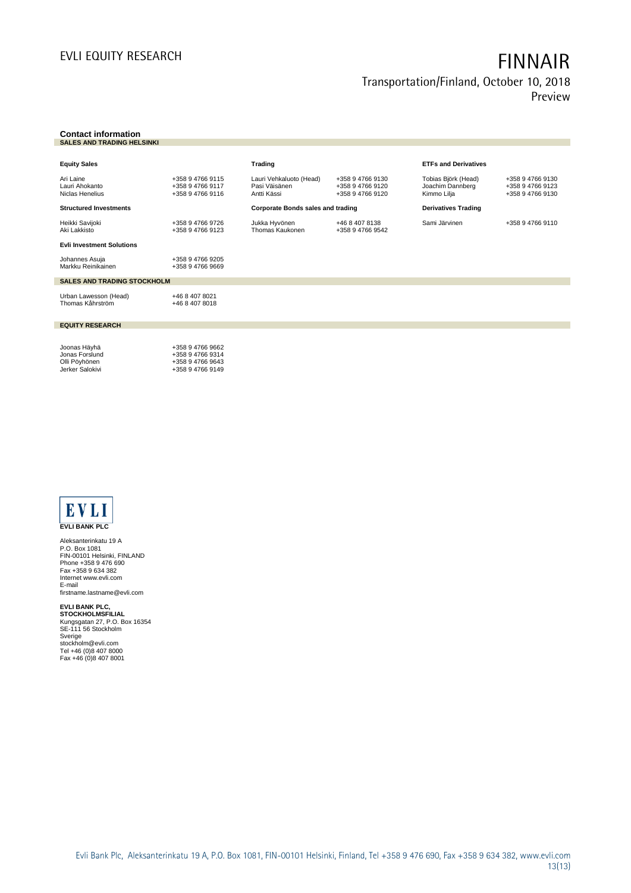## Contact information

### SALES AND TRADING HELSINKI

| Equity Sales | | Trading | | ETFs and Derivatives | |
|---|---|---|---|---|---|
| Ari Laine | +358 9 4766 9115 | Lauri Vehkaluoto (Head) | +358 9 4766 9130 | Tobias Björk (Head) | +358 9 4766 9130 |
| Lauri Ahokanto | +358 9 4766 9117 | Pasi Väisänen | +358 9 4766 9120 | Joachim Dannberg | +358 9 4766 9123 |
| Niclas Henelius | +358 9 4766 9116 | Antti Kässi | +358 9 4766 9120 | Kimmo Lilja | +358 9 4766 9130 |
| **Structured Investments** | | **Corporate Bonds sales and trading** | | **Derivatives Trading** | |
| Heikki Savijoki | +358 9 4766 9726 | Jukka Hyvönen | +46 8 407 8138 | Sami Järvinen | +358 9 4766 9110 |
| Aki Lakkisto | +358 9 4766 9123 | Thomas Kaukonen | +358 9 4766 9542 | | |

**Evli Investment Solutions**

| | |
|---|---|
| Johannes Asuja | +358 9 4766 9205 |
| Markku Reinikainen | +358 9 4766 9669 |

### SALES AND TRADING STOCKHOLM

| | |
|---|---|
| Urban Lawesson (Head) | +46 8 407 8021 |
| Thomas Kåhrström | +46 8 407 8018 |

### EQUITY RESEARCH

| | |
|---|---|
| Joonas Häyhä | +358 9 4766 9662 |
| Jonas Forslund | +358 9 4766 9314 |
| Olli Pöyhönen | +358 9 4766 9643 |
| Jerker Salokivi | +358 9 4766 9149 |

**EVLI BANK PLC**

Aleksanterinkatu 19 A
P.O. Box 1081
FIN-00101 Helsinki, FINLAND
Phone +358 9 476 690
Fax +358 9 634 382
Internet www.evli.com
E-mail
firstname.lastname@evli.com

**EVLI BANK PLC,**
**STOCKHOLMSFILIAL**
Kungsgatan 27, P.O. Box 16354
SE-111 56 Stockholm
Sverige
stockholm@evli.com
Tel +46 (0)8 407 8000
Fax +46 (0)8 407 8001